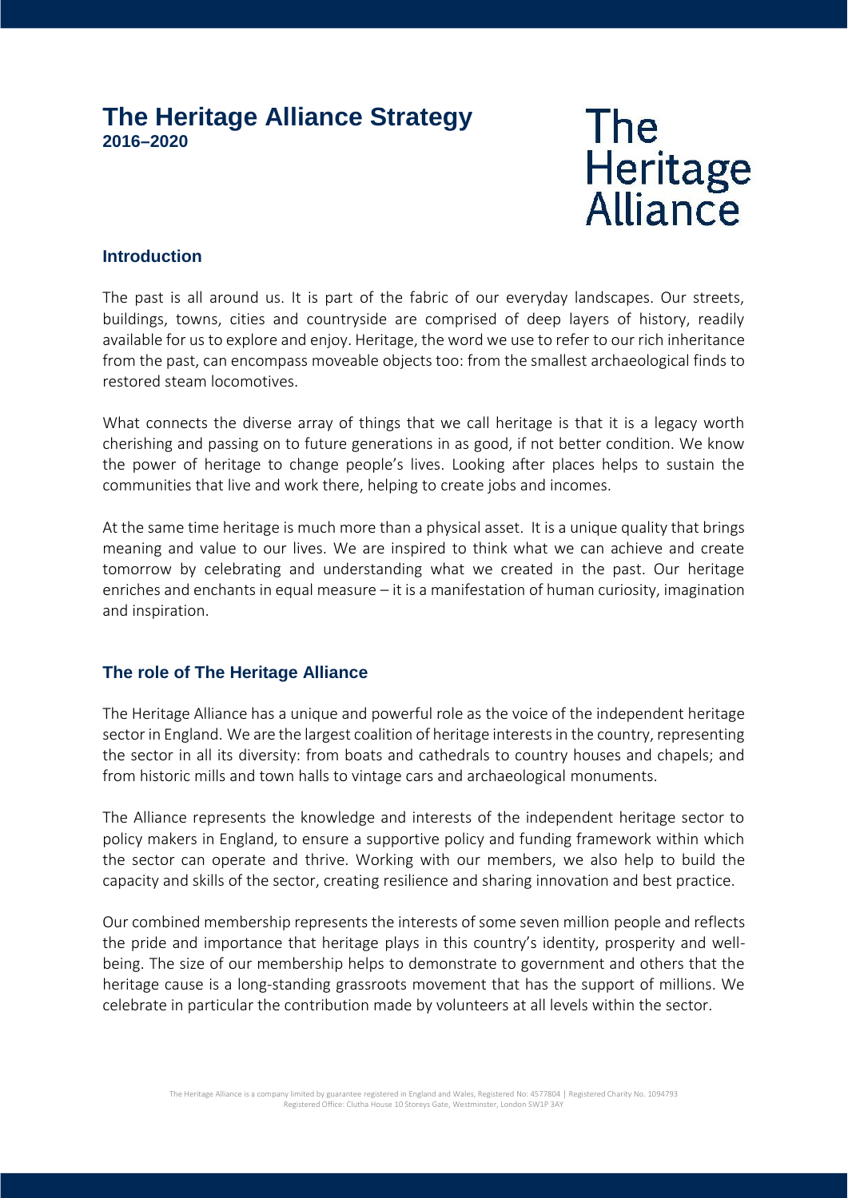# The Heritage Alliance Strategy
**2016–2020**

The Heritage Alliance

## Introduction

The past is all around us. It is part of the fabric of our everyday landscapes. Our streets, buildings, towns, cities and countryside are comprised of deep layers of history, readily available for us to explore and enjoy. Heritage, the word we use to refer to our rich inheritance from the past, can encompass moveable objects too: from the smallest archaeological finds to restored steam locomotives.

What connects the diverse array of things that we call heritage is that it is a legacy worth cherishing and passing on to future generations in as good, if not better condition. We know the power of heritage to change people's lives. Looking after places helps to sustain the communities that live and work there, helping to create jobs and incomes.

At the same time heritage is much more than a physical asset. It is a unique quality that brings meaning and value to our lives. We are inspired to think what we can achieve and create tomorrow by celebrating and understanding what we created in the past. Our heritage enriches and enchants in equal measure – it is a manifestation of human curiosity, imagination and inspiration.

## The role of The Heritage Alliance

The Heritage Alliance has a unique and powerful role as the voice of the independent heritage sector in England. We are the largest coalition of heritage interests in the country, representing the sector in all its diversity: from boats and cathedrals to country houses and chapels; and from historic mills and town halls to vintage cars and archaeological monuments.

The Alliance represents the knowledge and interests of the independent heritage sector to policy makers in England, to ensure a supportive policy and funding framework within which the sector can operate and thrive. Working with our members, we also help to build the capacity and skills of the sector, creating resilience and sharing innovation and best practice.

Our combined membership represents the interests of some seven million people and reflects the pride and importance that heritage plays in this country's identity, prosperity and well-being. The size of our membership helps to demonstrate to government and others that the heritage cause is a long-standing grassroots movement that has the support of millions. We celebrate in particular the contribution made by volunteers at all levels within the sector.

The Heritage Alliance is a company limited by guarantee registered in England and Wales, Registered No: 4577804 | Registered Charity No. 1094793
Registered Office: Clutha House 10 Storeys Gate, Westminster, London SW1P 3AY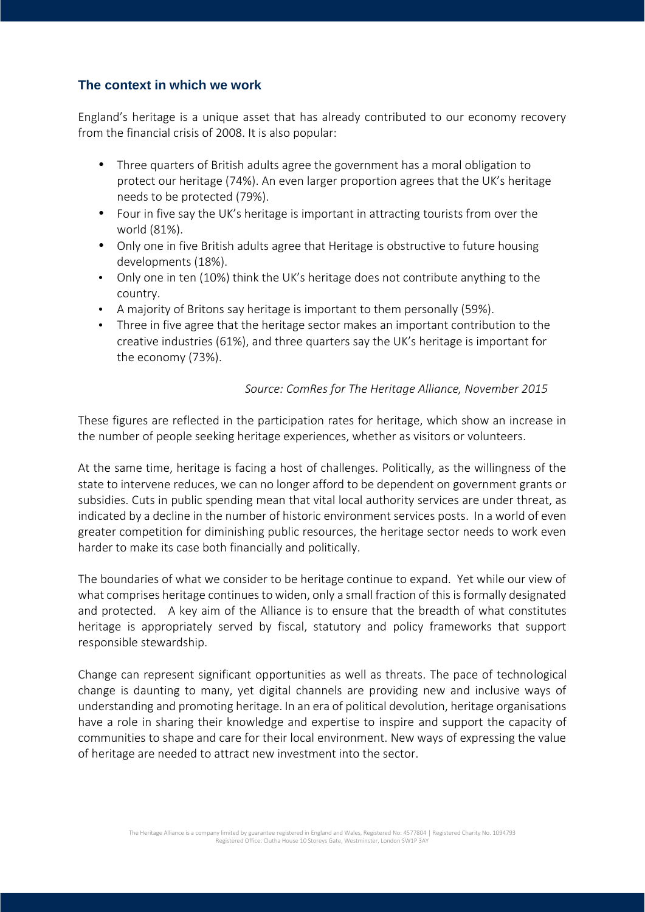## The context in which we work

England's heritage is a unique asset that has already contributed to our economy recovery from the financial crisis of 2008. It is also popular:

- Three quarters of British adults agree the government has a moral obligation to protect our heritage (74%). An even larger proportion agrees that the UK's heritage needs to be protected (79%).
- Four in five say the UK's heritage is important in attracting tourists from over the world (81%).
- Only one in five British adults agree that Heritage is obstructive to future housing developments (18%).
- Only one in ten (10%) think the UK's heritage does not contribute anything to the country.
- A majority of Britons say heritage is important to them personally (59%).
- Three in five agree that the heritage sector makes an important contribution to the creative industries (61%), and three quarters say the UK's heritage is important for the economy (73%).

*Source: ComRes for The Heritage Alliance, November 2015*

These figures are reflected in the participation rates for heritage, which show an increase in the number of people seeking heritage experiences, whether as visitors or volunteers.

At the same time, heritage is facing a host of challenges. Politically, as the willingness of the state to intervene reduces, we can no longer afford to be dependent on government grants or subsidies. Cuts in public spending mean that vital local authority services are under threat, as indicated by a decline in the number of historic environment services posts. In a world of even greater competition for diminishing public resources, the heritage sector needs to work even harder to make its case both financially and politically.

The boundaries of what we consider to be heritage continue to expand. Yet while our view of what comprises heritage continues to widen, only a small fraction of this is formally designated and protected. A key aim of the Alliance is to ensure that the breadth of what constitutes heritage is appropriately served by fiscal, statutory and policy frameworks that support responsible stewardship.

Change can represent significant opportunities as well as threats. The pace of technological change is daunting to many, yet digital channels are providing new and inclusive ways of understanding and promoting heritage. In an era of political devolution, heritage organisations have a role in sharing their knowledge and expertise to inspire and support the capacity of communities to shape and care for their local environment. New ways of expressing the value of heritage are needed to attract new investment into the sector.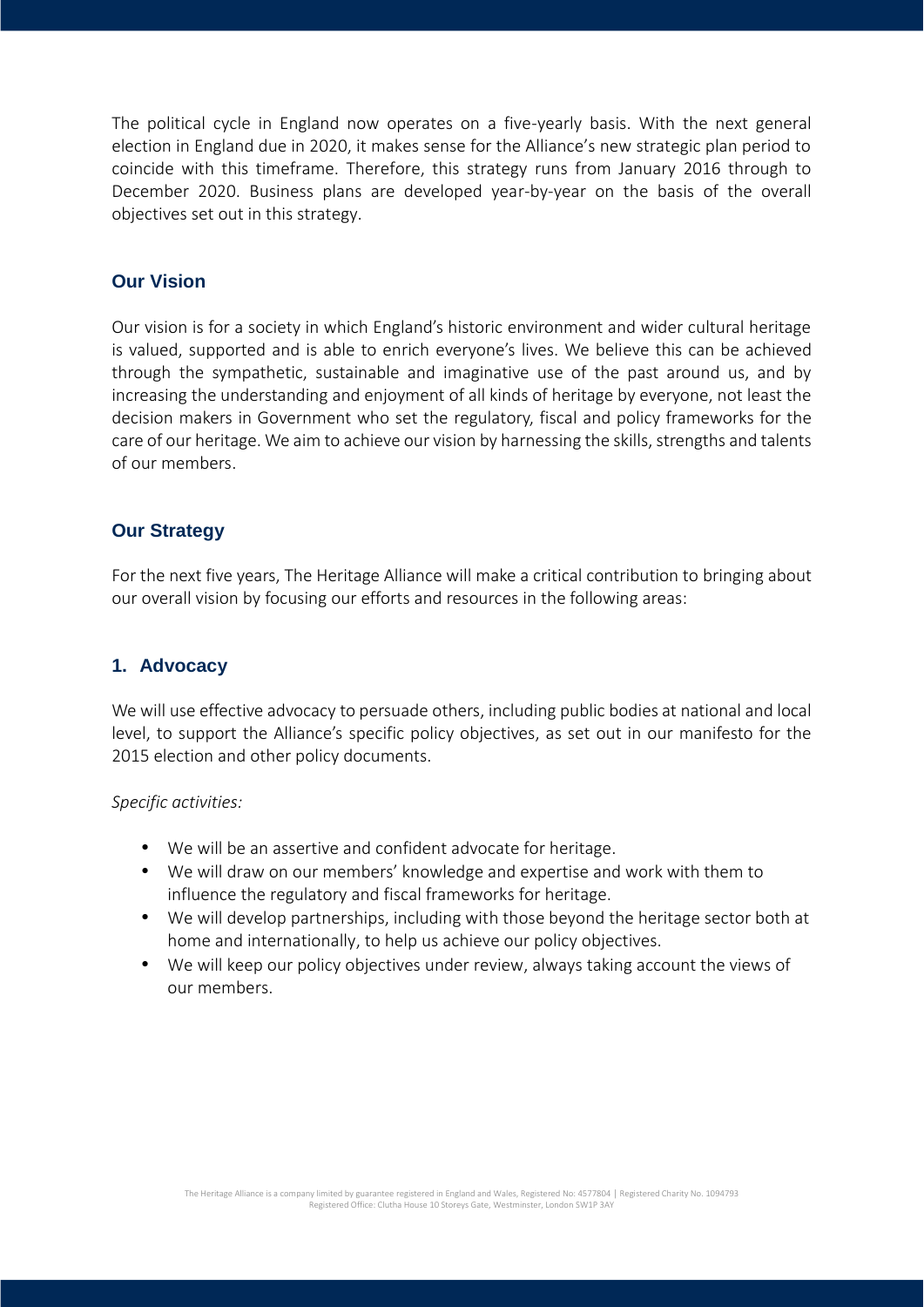The political cycle in England now operates on a five-yearly basis. With the next general election in England due in 2020, it makes sense for the Alliance's new strategic plan period to coincide with this timeframe. Therefore, this strategy runs from January 2016 through to December 2020. Business plans are developed year-by-year on the basis of the overall objectives set out in this strategy.

## Our Vision

Our vision is for a society in which England's historic environment and wider cultural heritage is valued, supported and is able to enrich everyone's lives. We believe this can be achieved through the sympathetic, sustainable and imaginative use of the past around us, and by increasing the understanding and enjoyment of all kinds of heritage by everyone, not least the decision makers in Government who set the regulatory, fiscal and policy frameworks for the care of our heritage. We aim to achieve our vision by harnessing the skills, strengths and talents of our members.

## Our Strategy

For the next five years, The Heritage Alliance will make a critical contribution to bringing about our overall vision by focusing our efforts and resources in the following areas:

### 1. Advocacy

We will use effective advocacy to persuade others, including public bodies at national and local level, to support the Alliance's specific policy objectives, as set out in our manifesto for the 2015 election and other policy documents.

*Specific activities:*

- We will be an assertive and confident advocate for heritage.
- We will draw on our members' knowledge and expertise and work with them to influence the regulatory and fiscal frameworks for heritage.
- We will develop partnerships, including with those beyond the heritage sector both at home and internationally, to help us achieve our policy objectives.
- We will keep our policy objectives under review, always taking account the views of our members.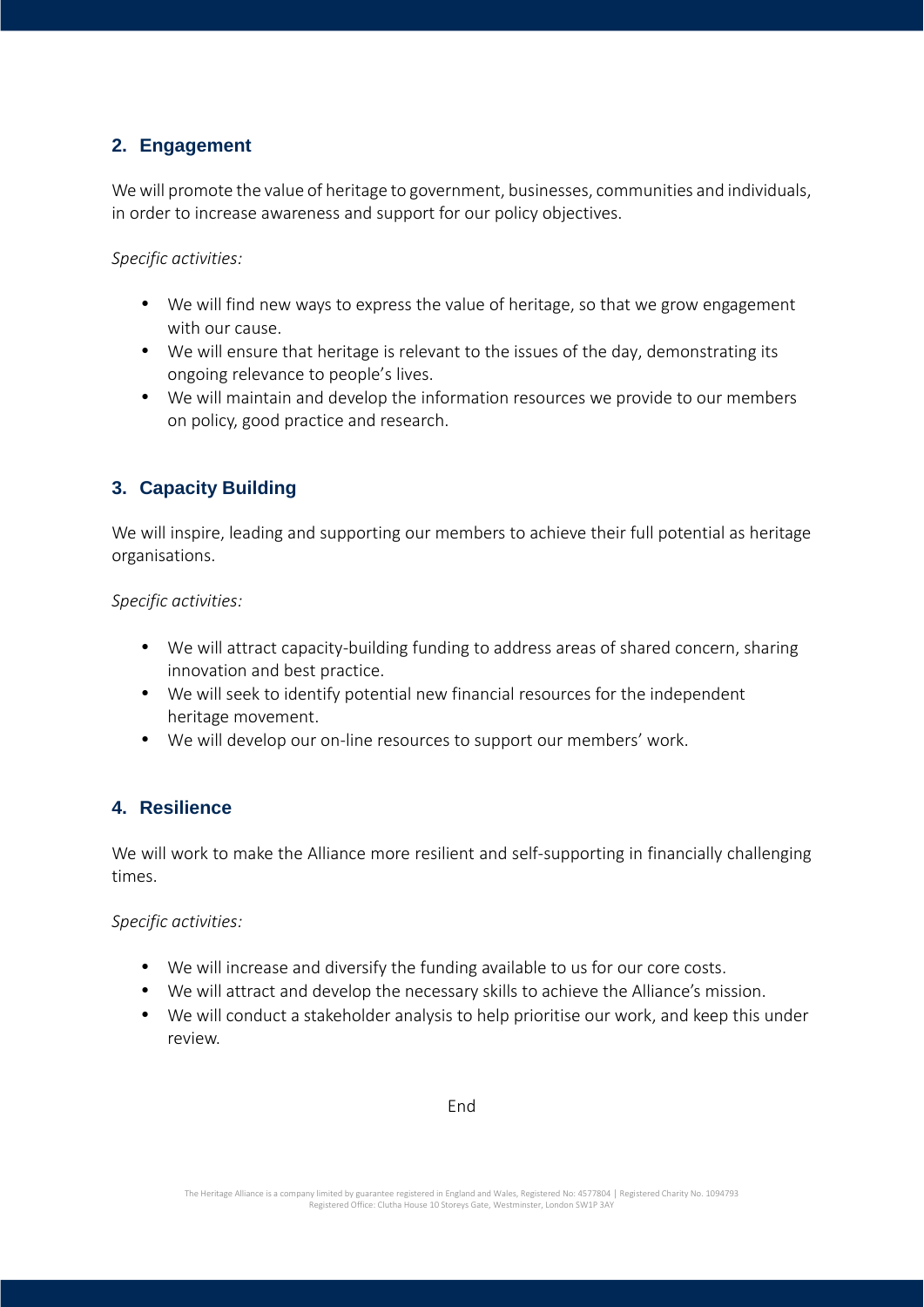## 2. Engagement

We will promote the value of heritage to government, businesses, communities and individuals, in order to increase awareness and support for our policy objectives.

*Specific activities:*

- We will find new ways to express the value of heritage, so that we grow engagement with our cause.
- We will ensure that heritage is relevant to the issues of the day, demonstrating its ongoing relevance to people's lives.
- We will maintain and develop the information resources we provide to our members on policy, good practice and research.

## 3. Capacity Building

We will inspire, leading and supporting our members to achieve their full potential as heritage organisations.

*Specific activities:*

- We will attract capacity-building funding to address areas of shared concern, sharing innovation and best practice.
- We will seek to identify potential new financial resources for the independent heritage movement.
- We will develop our on-line resources to support our members' work.

## 4. Resilience

We will work to make the Alliance more resilient and self-supporting in financially challenging times.

*Specific activities:*

- We will increase and diversify the funding available to us for our core costs.
- We will attract and develop the necessary skills to achieve the Alliance's mission.
- We will conduct a stakeholder analysis to help prioritise our work, and keep this under review.

End

The Heritage Alliance is a company limited by guarantee registered in England and Wales, Registered No: 4577804 | Registered Charity No. 1094793
Registered Office: Clutha House 10 Storeys Gate, Westminster, London SW1P 3AY